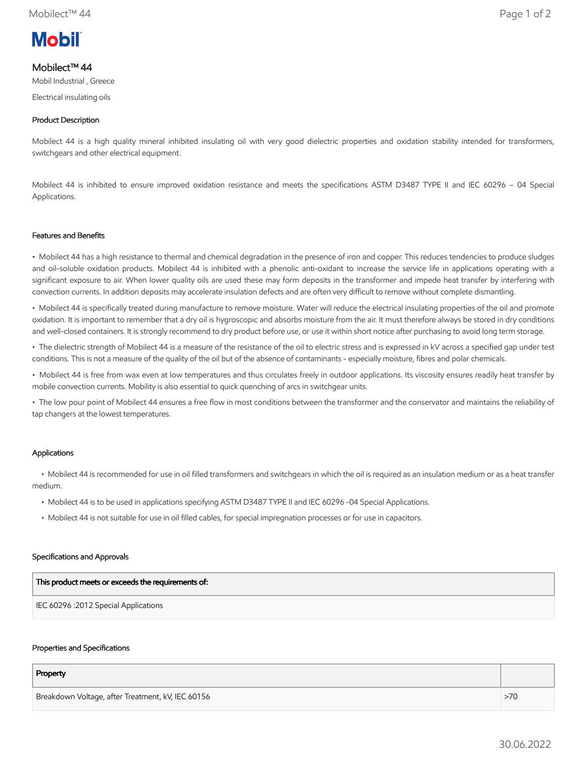Mobil

# Mobilect™ 44

Mobil Industrial , Greece

Electrical insulating oils

## Product Description

Mobilect 44 is a high quality mineral inhibited insulating oil with very good dielectric properties and oxidation stability intended for transformers, switchgears and other electrical equipment.

Mobilect 44 is inhibited to ensure improved oxidation resistance and meets the specifications ASTM D3487 TYPE II and IEC 60296 – 04 Special Applications.

## Features and Benefits

- Mobilect 44 has a high resistance to thermal and chemical degradation in the presence of iron and copper. This reduces tendencies to produce sludges and oil-soluble oxidation products. Mobilect 44 is inhibited with a phenolic anti-oxidant to increase the service life in applications operating with a significant exposure to air. When lower quality oils are used these may form deposits in the transformer and impede heat transfer by interfering with convection currents. In addition deposits may accelerate insulation defects and are often very difficult to remove without complete dismantling.
- Mobilect 44 is specifically treated during manufacture to remove moisture. Water will reduce the electrical insulating properties of the oil and promote oxidation. It is important to remember that a dry oil is hygroscopic and absorbs moisture from the air. It must therefore always be stored in dry conditions and well-closed containers. It is strongly recommend to dry product before use, or use it within short notice after purchasing to avoid long term storage.
- The dielectric strength of Mobilect 44 is a measure of the resistance of the oil to electric stress and is expressed in kV across a specified gap under test conditions. This is not a measure of the quality of the oil but of the absence of contaminants - especially moisture, fibres and polar chemicals.
- Mobilect 44 is free from wax even at low temperatures and thus circulates freely in outdoor applications. Its viscosity ensures readily heat transfer by mobile convection currents. Mobility is also essential to quick quenching of arcs in switchgear units.
- The low pour point of Mobilect 44 ensures a free flow in most conditions between the transformer and the conservator and maintains the reliability of tap changers at the lowest temperatures.

## Applications

- Mobilect 44 is recommended for use in oil filled transformers and switchgears in which the oil is required as an insulation medium or as a heat transfer medium.
- Mobilect 44 is to be used in applications specifying ASTM D3487 TYPE II and IEC 60296 -04 Special Applications.
- Mobilect 44 is not suitable for use in oil filled cables, for special impregnation processes or for use in capacitors.

## Specifications and Approvals

| This product meets or exceeds the requirements of: |
| --- |
| IEC 60296 :2012 Special Applications |

## Properties and Specifications

| Property | |
| --- | --- |
| Breakdown Voltage, after Treatment, kV, IEC 60156 | >70 |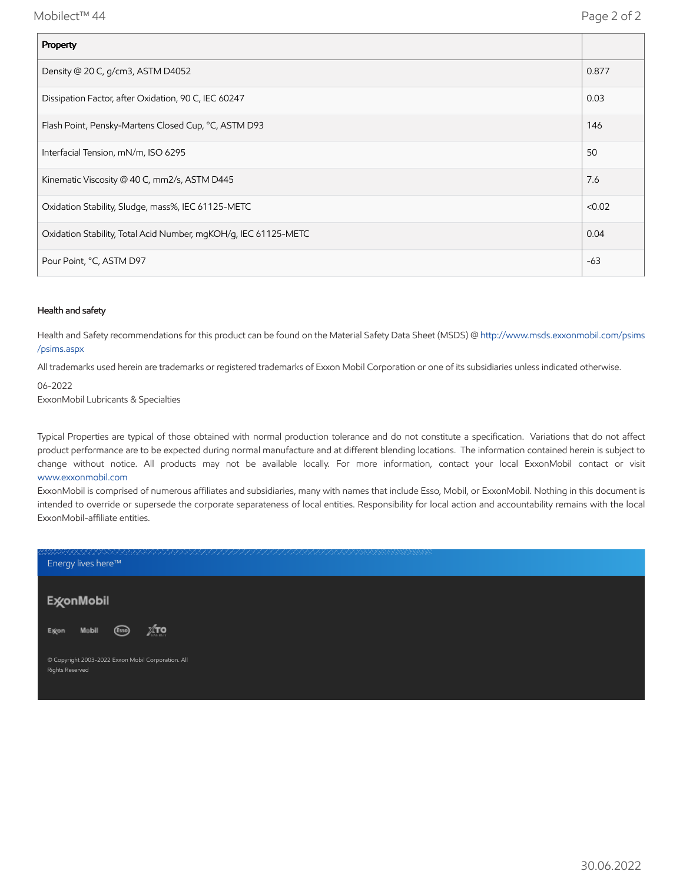| Property | |
|---|---|
| Density @ 20 C, g/cm3, ASTM D4052 | 0.877 |
| Dissipation Factor, after Oxidation, 90 C, IEC 60247 | 0.03 |
| Flash Point, Pensky-Martens Closed Cup, °C, ASTM D93 | 146 |
| Interfacial Tension, mN/m, ISO 6295 | 50 |
| Kinematic Viscosity @ 40 C, mm2/s, ASTM D445 | 7.6 |
| Oxidation Stability, Sludge, mass%, IEC 61125-METC | <0.02 |
| Oxidation Stability, Total Acid Number, mgKOH/g, IEC 61125-METC | 0.04 |
| Pour Point, °C, ASTM D97 | -63 |

### Health and safety

Health and Safety recommendations for this product can be found on the Material Safety Data Sheet (MSDS) @ http://www.msds.exxonmobil.com/psims/psims.aspx

All trademarks used herein are trademarks or registered trademarks of Exxon Mobil Corporation or one of its subsidiaries unless indicated otherwise.

06-2022
ExxonMobil Lubricants & Specialties

Typical Properties are typical of those obtained with normal production tolerance and do not constitute a specification. Variations that do not affect product performance are to be expected during normal manufacture and at different blending locations. The information contained herein is subject to change without notice. All products may not be available locally. For more information, contact your local ExxonMobil contact or visit www.exxonmobil.com

ExxonMobil is comprised of numerous affiliates and subsidiaries, many with names that include Esso, Mobil, or ExxonMobil. Nothing in this document is intended to override or supersede the corporate separateness of local entities. Responsibility for local action and accountability remains with the local ExxonMobil-affiliate entities.

Energy lives here™

ExxonMobil

Exxon Mobil Esso XTO

© Copyright 2003-2022 Exxon Mobil Corporation. All Rights Reserved

30.06.2022